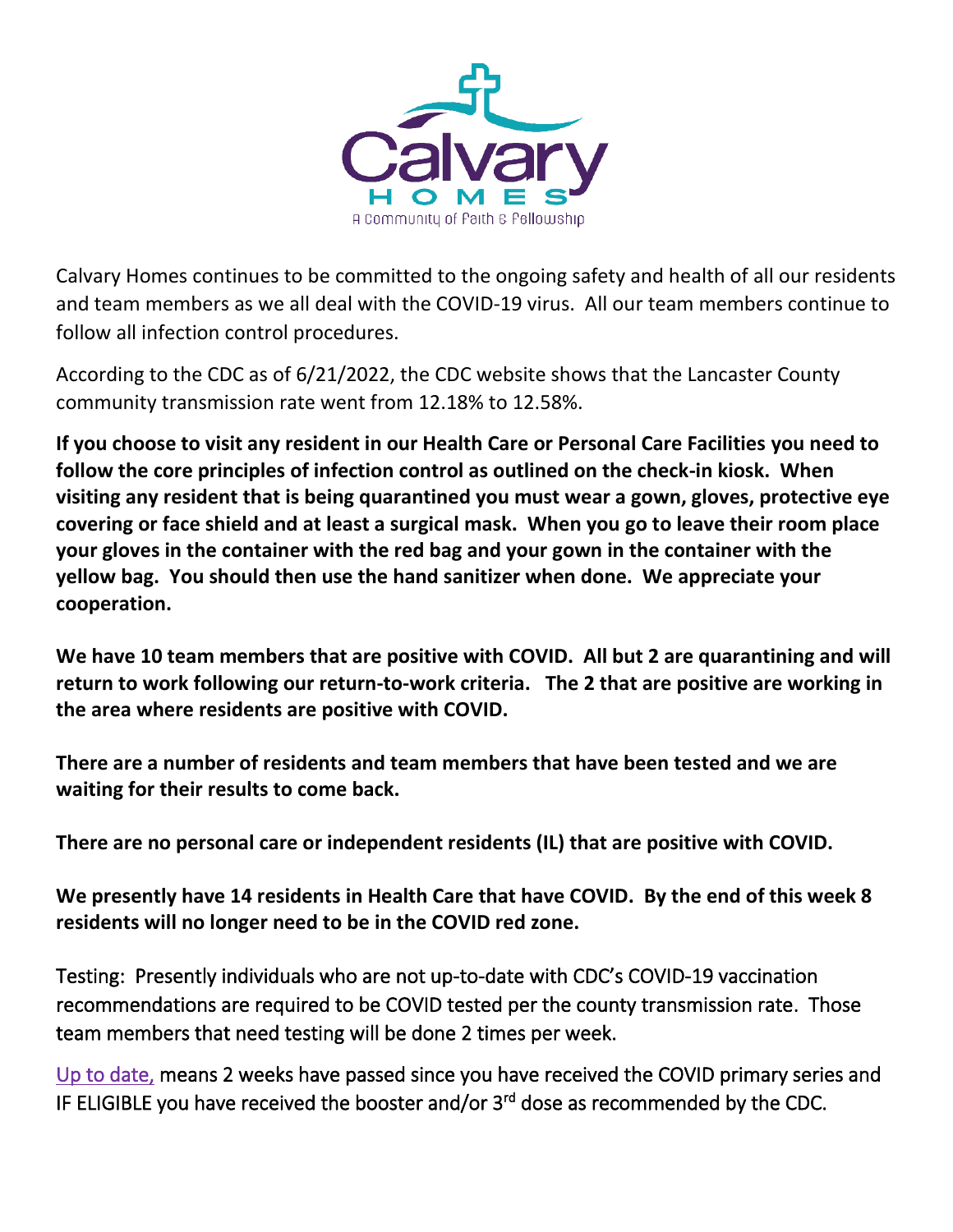Calvary Homes continues to be committed to the ongoing safety and health of all our residents and team members as we all deal with the COVID-19 virus. All our team members continue to follow all infection control procedures.

According to the CDC as of 6/21/2022, the CDC website shows that the Lancaster County community transmission rate went from 12.18% to 12.58%.

**If you choose to visit any resident in our Health Care or Personal Care Facilities you need to follow the core principles of infection control as outlined on the check-in kiosk. When visiting any resident that is being quarantined you must wear a gown, gloves, protective eye covering or face shield and at least a surgical mask. When you go to leave their room place your gloves in the container with the red bag and your gown in the container with the yellow bag. You should then use the hand sanitizer when done. We appreciate your cooperation.**

**We have 10 team members that are positive with COVID. All but 2 are quarantining and will return to work following our return-to-work criteria. The 2 that are positive are working in the area where residents are positive with COVID.**

**There are a number of residents and team members that have been tested and we are waiting for their results to come back.**

**There are no personal care or independent residents (IL) that are positive with COVID.**

**We presently have 14 residents in Health Care that have COVID. By the end of this week 8 residents will no longer need to be in the COVID red zone.**

Testing: Presently individuals who are not up-to-date with CDC's COVID-19 vaccination recommendations are required to be COVID tested per the county transmission rate. Those team members that need testing will be done 2 times per week.

Up to date, means 2 weeks have passed since you have received the COVID primary series and IF ELIGIBLE you have received the booster and/or 3rd dose as recommended by the CDC.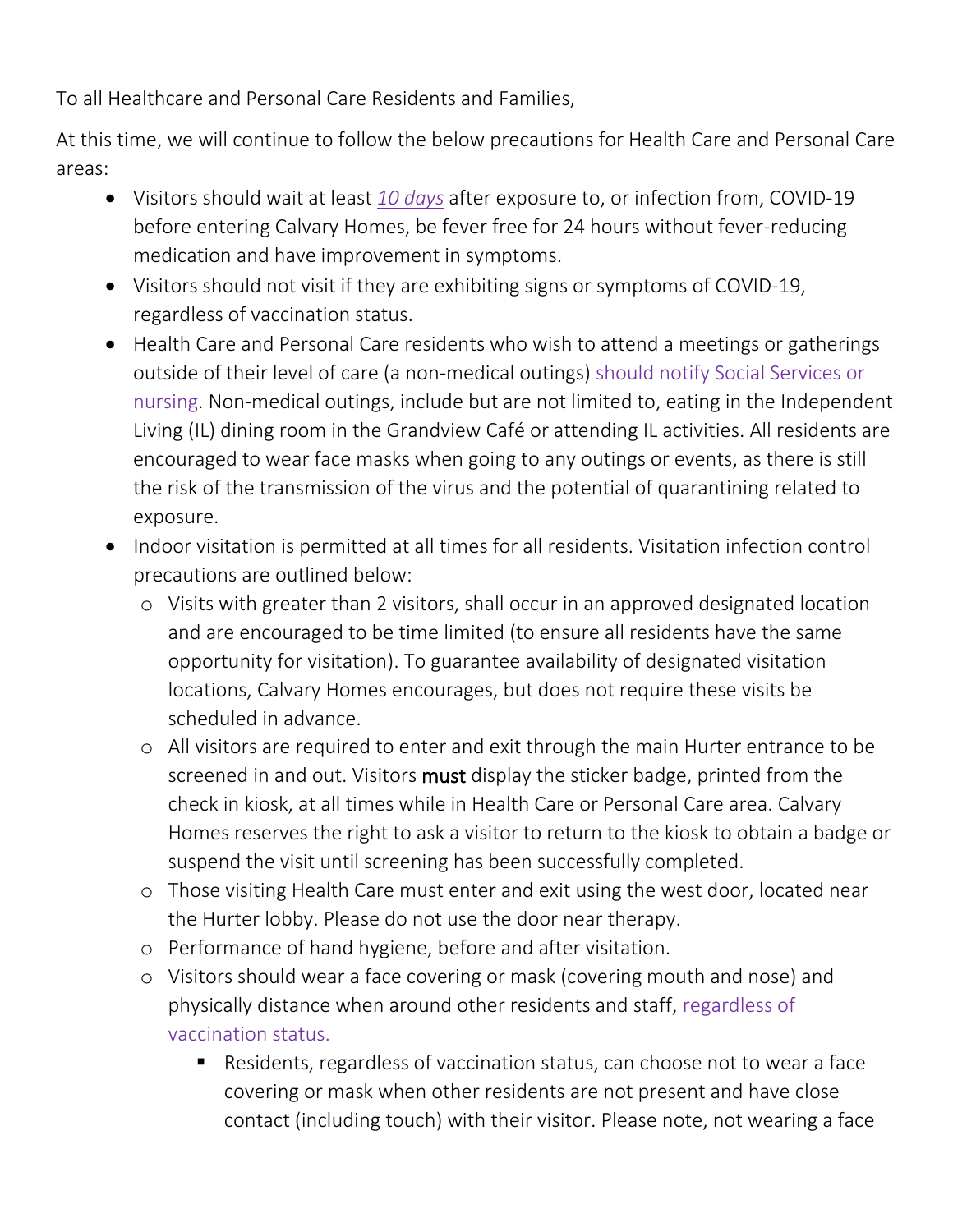To all Healthcare and Personal Care Residents and Families,

At this time, we will continue to follow the below precautions for Health Care and Personal Care areas:

- Visitors should wait at least *10 days* after exposure to, or infection from, COVID-19 before entering Calvary Homes, be fever free for 24 hours without fever-reducing medication and have improvement in symptoms.
- Visitors should not visit if they are exhibiting signs or symptoms of COVID-19, regardless of vaccination status.
- Health Care and Personal Care residents who wish to attend a meetings or gatherings outside of their level of care (a non-medical outings) should notify Social Services or nursing. Non-medical outings, include but are not limited to, eating in the Independent Living (IL) dining room in the Grandview Café or attending IL activities. All residents are encouraged to wear face masks when going to any outings or events, as there is still the risk of the transmission of the virus and the potential of quarantining related to exposure.
- Indoor visitation is permitted at all times for all residents. Visitation infection control precautions are outlined below:
  - Visits with greater than 2 visitors, shall occur in an approved designated location and are encouraged to be time limited (to ensure all residents have the same opportunity for visitation). To guarantee availability of designated visitation locations, Calvary Homes encourages, but does not require these visits be scheduled in advance.
  - All visitors are required to enter and exit through the main Hurter entrance to be screened in and out. Visitors **must** display the sticker badge, printed from the check in kiosk, at all times while in Health Care or Personal Care area. Calvary Homes reserves the right to ask a visitor to return to the kiosk to obtain a badge or suspend the visit until screening has been successfully completed.
  - Those visiting Health Care must enter and exit using the west door, located near the Hurter lobby. Please do not use the door near therapy.
  - Performance of hand hygiene, before and after visitation.
  - Visitors should wear a face covering or mask (covering mouth and nose) and physically distance when around other residents and staff, regardless of vaccination status.
    - Residents, regardless of vaccination status, can choose not to wear a face covering or mask when other residents are not present and have close contact (including touch) with their visitor. Please note, not wearing a face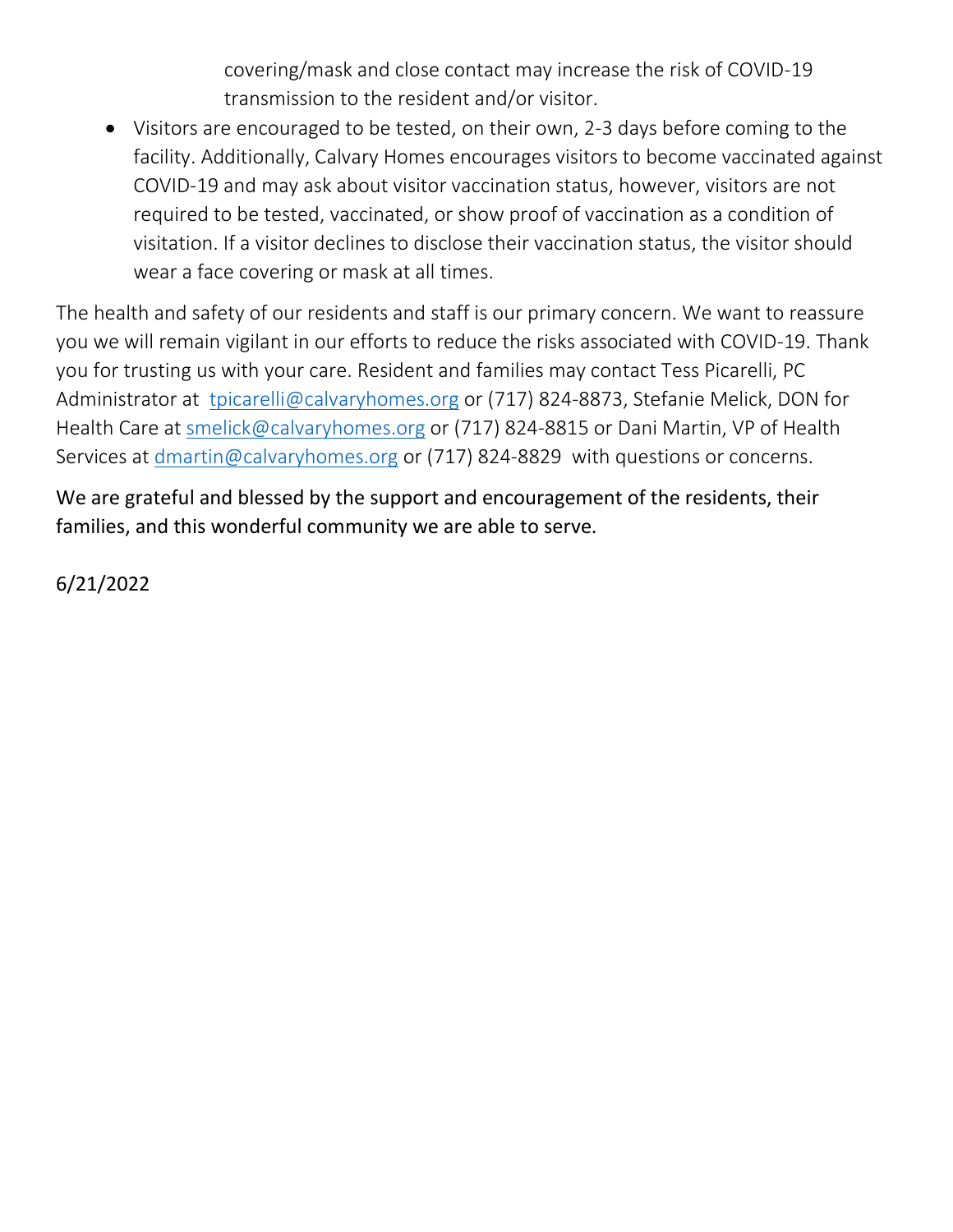covering/mask and close contact may increase the risk of COVID-19 transmission to the resident and/or visitor.

- Visitors are encouraged to be tested, on their own, 2-3 days before coming to the facility. Additionally, Calvary Homes encourages visitors to become vaccinated against COVID-19 and may ask about visitor vaccination status, however, visitors are not required to be tested, vaccinated, or show proof of vaccination as a condition of visitation. If a visitor declines to disclose their vaccination status, the visitor should wear a face covering or mask at all times.

The health and safety of our residents and staff is our primary concern. We want to reassure you we will remain vigilant in our efforts to reduce the risks associated with COVID-19. Thank you for trusting us with your care. Resident and families may contact Tess Picarelli, PC Administrator at tpicarelli@calvaryhomes.org or (717) 824-8873, Stefanie Melick, DON for Health Care at smelick@calvaryhomes.org or (717) 824-8815 or Dani Martin, VP of Health Services at dmartin@calvaryhomes.org or (717) 824-8829 with questions or concerns.

We are grateful and blessed by the support and encouragement of the residents, their families, and this wonderful community we are able to serve.

6/21/2022